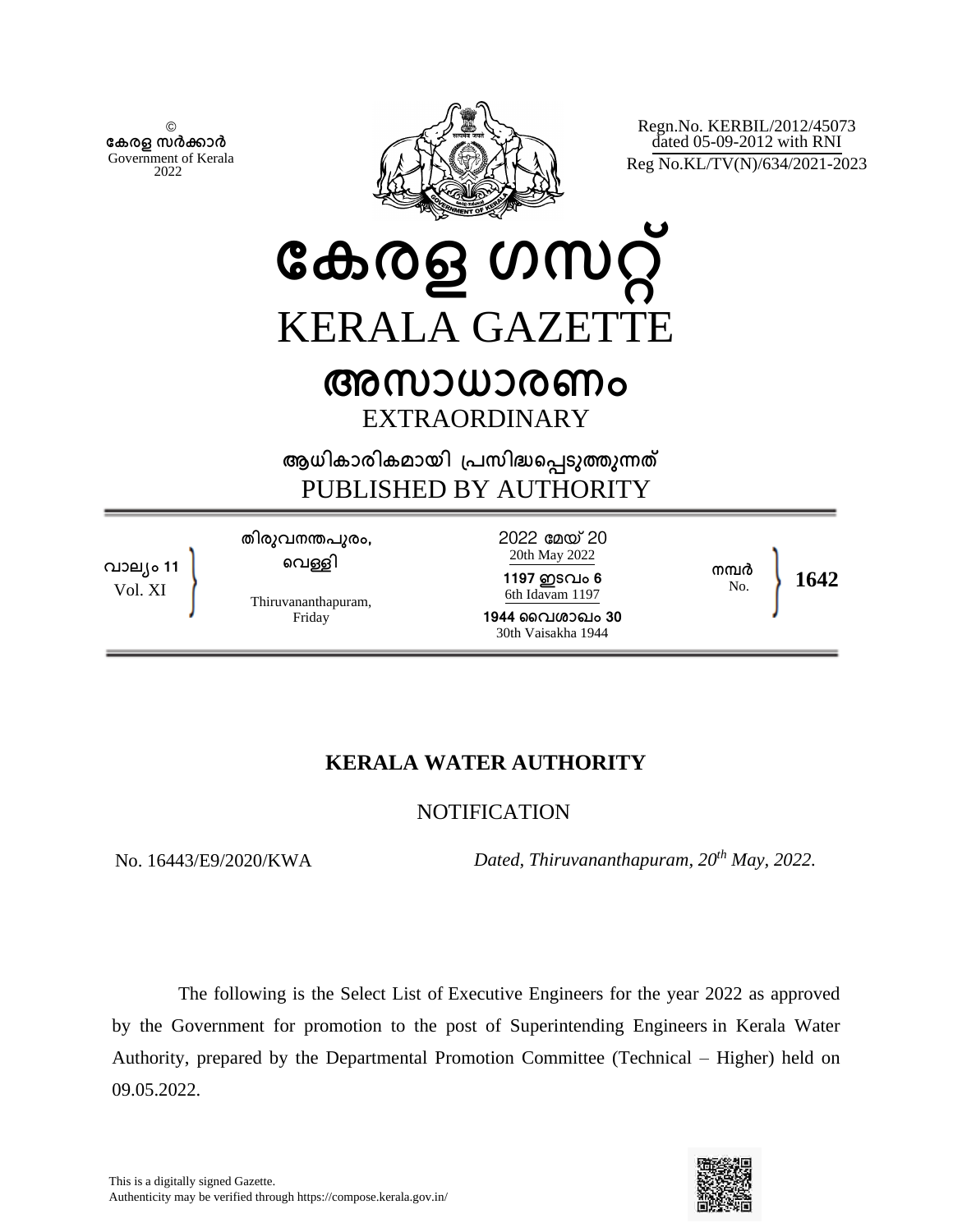©
കേരള സർക്കാർ
Government of Kerala
2022

Regn.No. KERBIL/2012/45073
dated 05-09-2012 with RNI
Reg No.KL/TV(N)/634/2021-2023

# കേരള ഗസറ്റ്
# KERALA GAZETTE

## അസാധാരണം
## EXTRAORDINARY

ആധികാരികമായി പ്രസിദ്ധപ്പെടുത്തുന്നത്
PUBLISHED BY AUTHORITY

| വാല്യം 11<br>Vol. XI | തിരുവനന്തപുരം,<br>വെള്ളി<br>Thiruvananthapuram,<br>Friday | 2022 മേയ് 20<br>20th May 2022<br>1197 ഇടവം 6<br>6th Idavam 1197<br>1944 വൈശാഖം 30<br>30th Vaisakha 1944 | നമ്പർ<br>No. | 1642 |
|---|---|---|---|---|

## KERALA WATER AUTHORITY

### NOTIFICATION

No. 16443/E9/2020/KWA *Dated, Thiruvananthapuram, 20th May, 2022.*

The following is the Select List of Executive Engineers for the year 2022 as approved by the Government for promotion to the post of Superintending Engineers in Kerala Water Authority, prepared by the Departmental Promotion Committee (Technical – Higher) held on 09.05.2022.

This is a digitally signed Gazette.
Authenticity may be verified through https://compose.kerala.gov.in/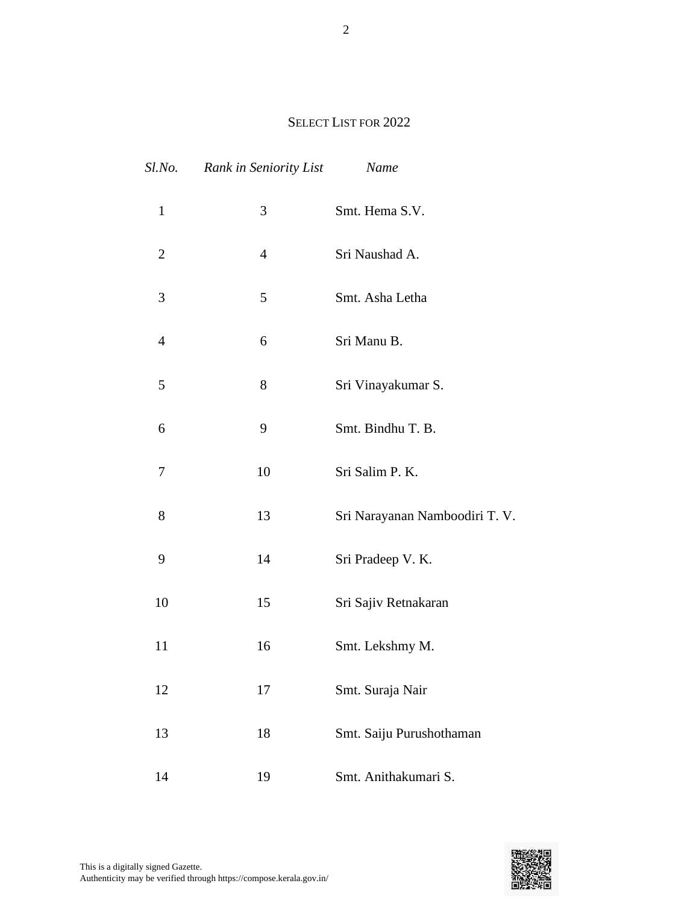## SELECT LIST FOR 2022

| *Sl.No.* | *Rank in Seniority List* | *Name* |
|---|---|---|
| 1 | 3 | Smt. Hema S.V. |
| 2 | 4 | Sri Naushad A. |
| 3 | 5 | Smt. Asha Letha |
| 4 | 6 | Sri Manu B. |
| 5 | 8 | Sri Vinayakumar S. |
| 6 | 9 | Smt. Bindhu T. B. |
| 7 | 10 | Sri Salim P. K. |
| 8 | 13 | Sri Narayanan Namboodiri T. V. |
| 9 | 14 | Sri Pradeep V. K. |
| 10 | 15 | Sri Sajiv Retnakaran |
| 11 | 16 | Smt. Lekshmy M. |
| 12 | 17 | Smt. Suraja Nair |
| 13 | 18 | Smt. Saiju Purushothaman |
| 14 | 19 | Smt. Anithakumari S. |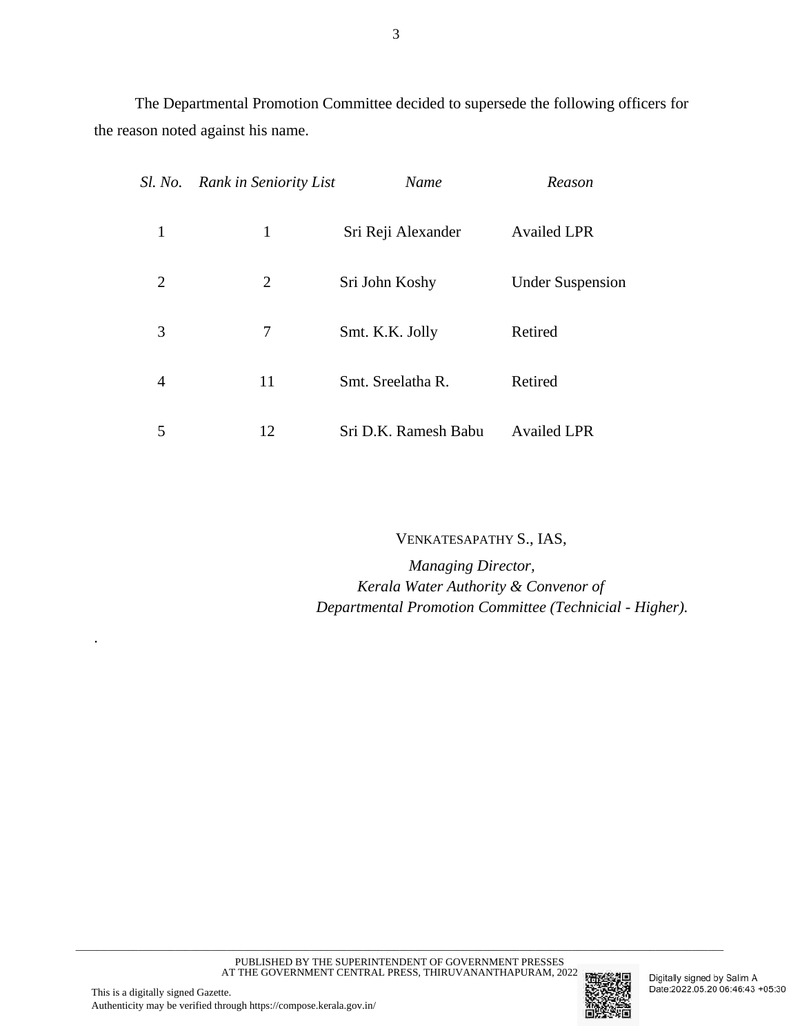The Departmental Promotion Committee decided to supersede the following officers for the reason noted against his name.

| *Sl. No.* | *Rank in Seniority List* | *Name* | *Reason* |
|---|---|---|---|
| 1 | 1 | Sri Reji Alexander | Availed LPR |
| 2 | 2 | Sri John Koshy | Under Suspension |
| 3 | 7 | Smt. K.K. Jolly | Retired |
| 4 | 11 | Smt. Sreelatha R. | Retired |
| 5 | 12 | Sri D.K. Ramesh Babu | Availed LPR |

VENKATESAPATHY S., IAS,
*Managing Director,*
*Kerala Water Authority & Convenor of*
*Departmental Promotion Committee (Technicial - Higher).*

PUBLISHED BY THE SUPERINTENDENT OF GOVERNMENT PRESSES
AT THE GOVERNMENT CENTRAL PRESS, THIRUVANANTHAPURAM, 2022

This is a digitally signed Gazette.
Authenticity may be verified through https://compose.kerala.gov.in/

Digitally signed by Salim A
Date:2022.05.20 06:46:43 +05:30